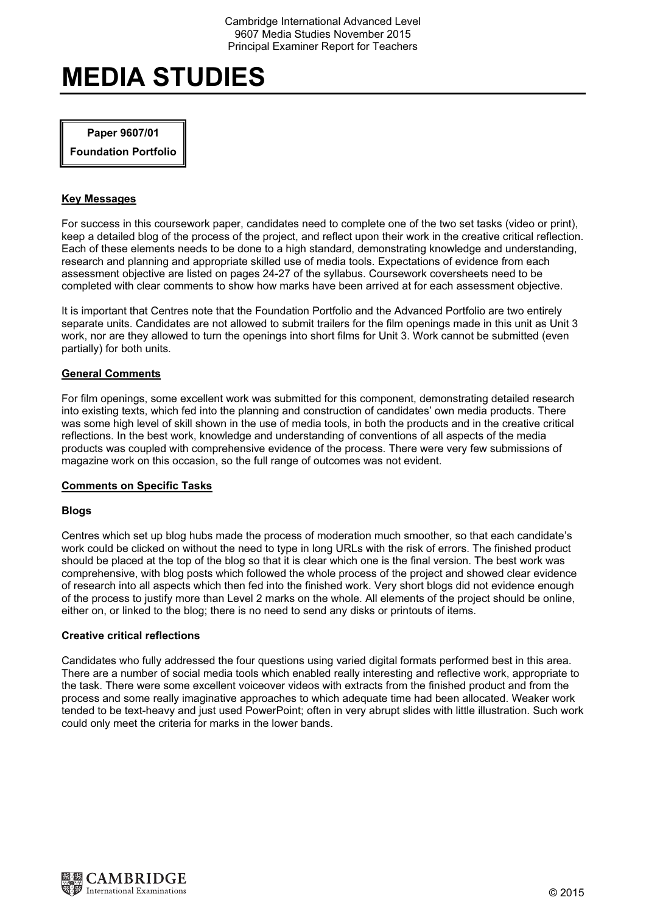# MEDIA STUDIES

**Paper 9607/01**

**Foundation Portfolio**

## Key Messages

For success in this coursework paper, candidates need to complete one of the two set tasks (video or print), keep a detailed blog of the process of the project, and reflect upon their work in the creative critical reflection. Each of these elements needs to be done to a high standard, demonstrating knowledge and understanding, research and planning and appropriate skilled use of media tools. Expectations of evidence from each assessment objective are listed on pages 24-27 of the syllabus. Coursework coversheets need to be completed with clear comments to show how marks have been arrived at for each assessment objective.

It is important that Centres note that the Foundation Portfolio and the Advanced Portfolio are two entirely separate units. Candidates are not allowed to submit trailers for the film openings made in this unit as Unit 3 work, nor are they allowed to turn the openings into short films for Unit 3. Work cannot be submitted (even partially) for both units.

## General Comments

For film openings, some excellent work was submitted for this component, demonstrating detailed research into existing texts, which fed into the planning and construction of candidates' own media products. There was some high level of skill shown in the use of media tools, in both the products and in the creative critical reflections. In the best work, knowledge and understanding of conventions of all aspects of the media products was coupled with comprehensive evidence of the process. There were very few submissions of magazine work on this occasion, so the full range of outcomes was not evident.

## Comments on Specific Tasks

### Blogs

Centres which set up blog hubs made the process of moderation much smoother, so that each candidate's work could be clicked on without the need to type in long URLs with the risk of errors. The finished product should be placed at the top of the blog so that it is clear which one is the final version. The best work was comprehensive, with blog posts which followed the whole process of the project and showed clear evidence of research into all aspects which then fed into the finished work. Very short blogs did not evidence enough of the process to justify more than Level 2 marks on the whole. All elements of the project should be online, either on, or linked to the blog; there is no need to send any disks or printouts of items.

### Creative critical reflections

Candidates who fully addressed the four questions using varied digital formats performed best in this area. There are a number of social media tools which enabled really interesting and reflective work, appropriate to the task. There were some excellent voiceover videos with extracts from the finished product and from the process and some really imaginative approaches to which adequate time had been allocated. Weaker work tended to be text-heavy and just used PowerPoint; often in very abrupt slides with little illustration. Such work could only meet the criteria for marks in the lower bands.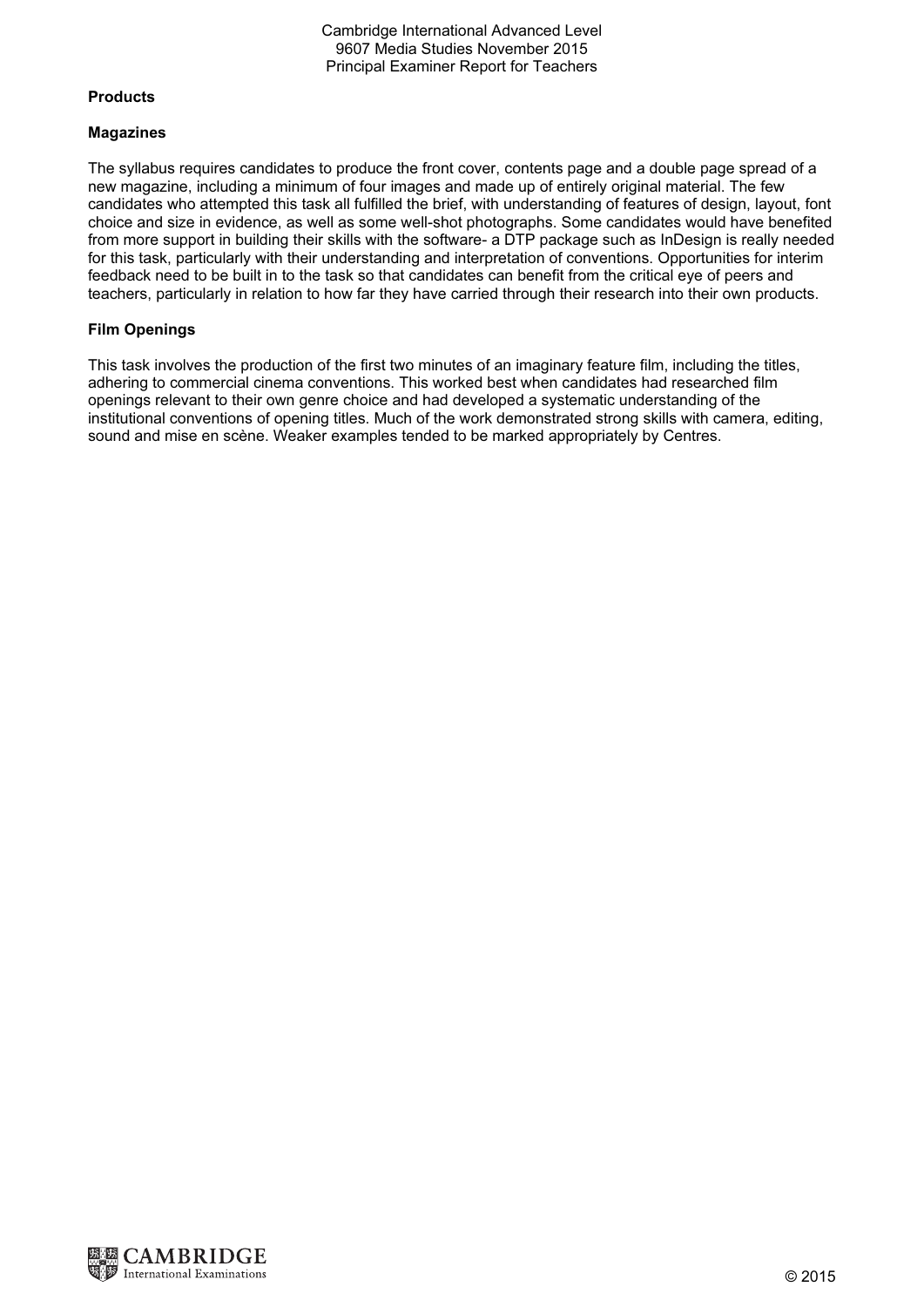**Products**

**Magazines**

The syllabus requires candidates to produce the front cover, contents page and a double page spread of a new magazine, including a minimum of four images and made up of entirely original material. The few candidates who attempted this task all fulfilled the brief, with understanding of features of design, layout, font choice and size in evidence, as well as some well-shot photographs. Some candidates would have benefited from more support in building their skills with the software- a DTP package such as InDesign is really needed for this task, particularly with their understanding and interpretation of conventions. Opportunities for interim feedback need to be built in to the task so that candidates can benefit from the critical eye of peers and teachers, particularly in relation to how far they have carried through their research into their own products.

**Film Openings**

This task involves the production of the first two minutes of an imaginary feature film, including the titles, adhering to commercial cinema conventions. This worked best when candidates had researched film openings relevant to their own genre choice and had developed a systematic understanding of the institutional conventions of opening titles. Much of the work demonstrated strong skills with camera, editing, sound and mise en scène. Weaker examples tended to be marked appropriately by Centres.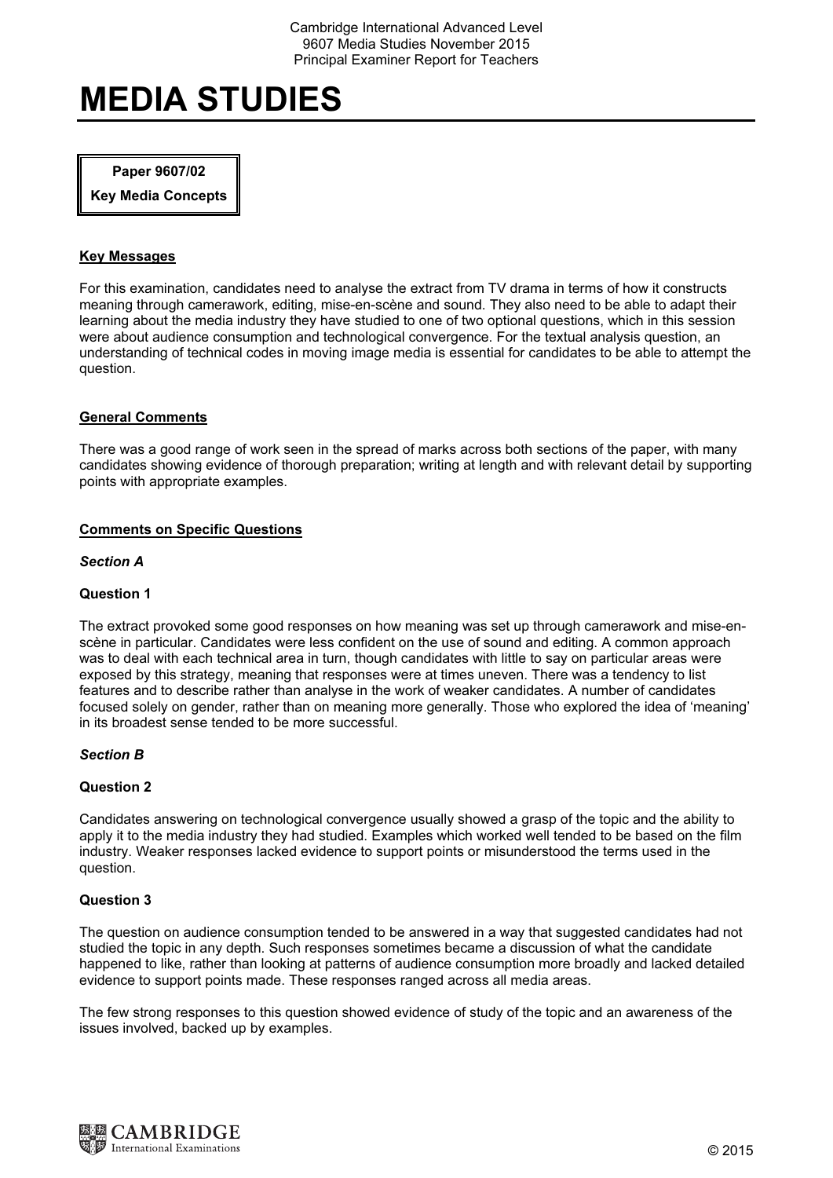# MEDIA STUDIES

**Paper 9607/02**

**Key Media Concepts**

## Key Messages

For this examination, candidates need to analyse the extract from TV drama in terms of how it constructs meaning through camerawork, editing, mise-en-scène and sound. They also need to be able to adapt their learning about the media industry they have studied to one of two optional questions, which in this session were about audience consumption and technological convergence. For the textual analysis question, an understanding of technical codes in moving image media is essential for candidates to be able to attempt the question.

## General Comments

There was a good range of work seen in the spread of marks across both sections of the paper, with many candidates showing evidence of thorough preparation; writing at length and with relevant detail by supporting points with appropriate examples.

## Comments on Specific Questions

### *Section A*

#### Question 1

The extract provoked some good responses on how meaning was set up through camerawork and mise-en-scène in particular. Candidates were less confident on the use of sound and editing. A common approach was to deal with each technical area in turn, though candidates with little to say on particular areas were exposed by this strategy, meaning that responses were at times uneven. There was a tendency to list features and to describe rather than analyse in the work of weaker candidates. A number of candidates focused solely on gender, rather than on meaning more generally. Those who explored the idea of 'meaning' in its broadest sense tended to be more successful.

### *Section B*

#### Question 2

Candidates answering on technological convergence usually showed a grasp of the topic and the ability to apply it to the media industry they had studied. Examples which worked well tended to be based on the film industry. Weaker responses lacked evidence to support points or misunderstood the terms used in the question.

#### Question 3

The question on audience consumption tended to be answered in a way that suggested candidates had not studied the topic in any depth. Such responses sometimes became a discussion of what the candidate happened to like, rather than looking at patterns of audience consumption more broadly and lacked detailed evidence to support points made. These responses ranged across all media areas.

The few strong responses to this question showed evidence of study of the topic and an awareness of the issues involved, backed up by examples.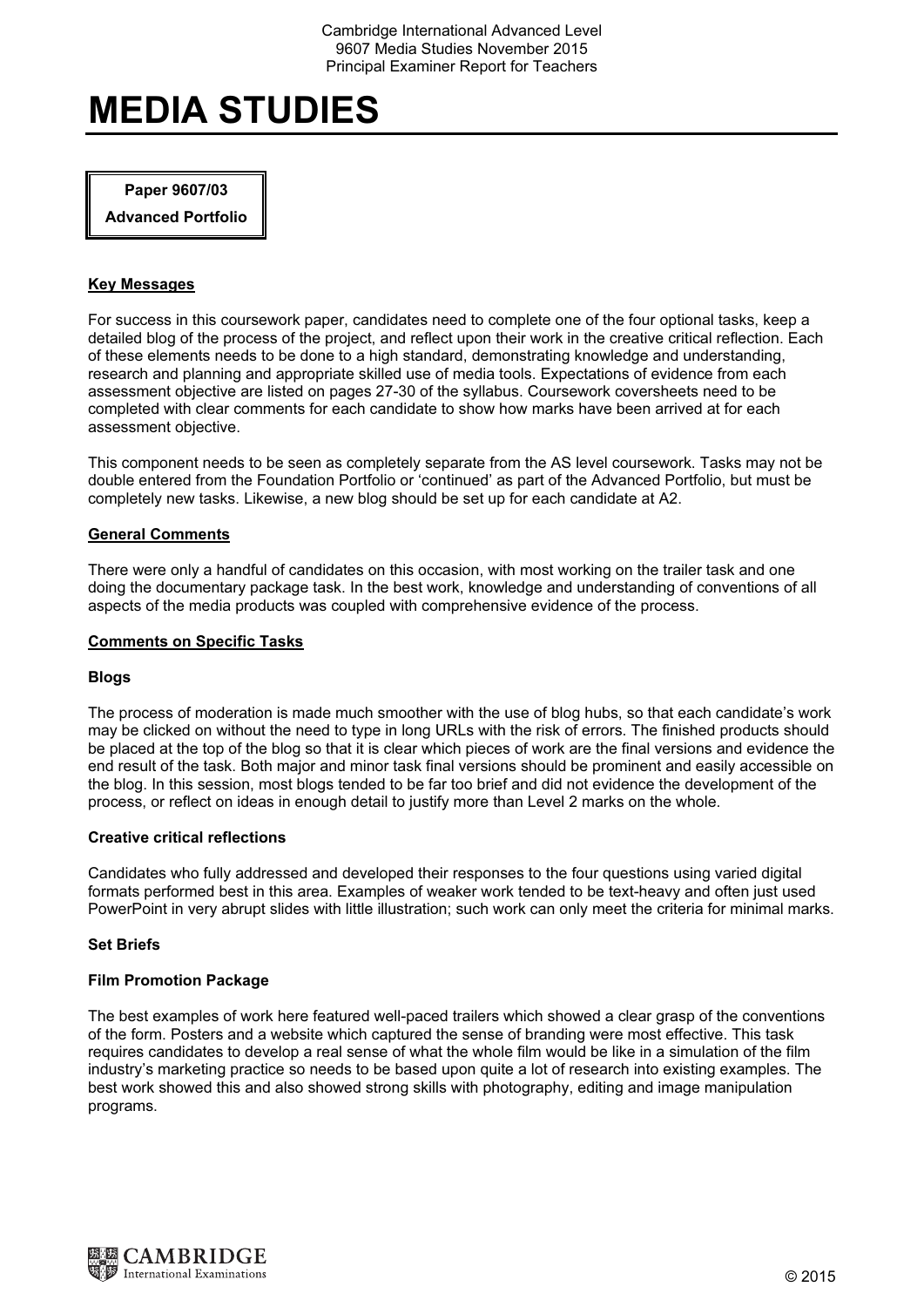# MEDIA STUDIES

**Paper 9607/03**

**Advanced Portfolio**

## Key Messages

For success in this coursework paper, candidates need to complete one of the four optional tasks, keep a detailed blog of the process of the project, and reflect upon their work in the creative critical reflection. Each of these elements needs to be done to a high standard, demonstrating knowledge and understanding, research and planning and appropriate skilled use of media tools. Expectations of evidence from each assessment objective are listed on pages 27-30 of the syllabus. Coursework coversheets need to be completed with clear comments for each candidate to show how marks have been arrived at for each assessment objective.

This component needs to be seen as completely separate from the AS level coursework. Tasks may not be double entered from the Foundation Portfolio or 'continued' as part of the Advanced Portfolio, but must be completely new tasks. Likewise, a new blog should be set up for each candidate at A2.

## General Comments

There were only a handful of candidates on this occasion, with most working on the trailer task and one doing the documentary package task. In the best work, knowledge and understanding of conventions of all aspects of the media products was coupled with comprehensive evidence of the process.

## Comments on Specific Tasks

### Blogs

The process of moderation is made much smoother with the use of blog hubs, so that each candidate's work may be clicked on without the need to type in long URLs with the risk of errors. The finished products should be placed at the top of the blog so that it is clear which pieces of work are the final versions and evidence the end result of the task. Both major and minor task final versions should be prominent and easily accessible on the blog. In this session, most blogs tended to be far too brief and did not evidence the development of the process, or reflect on ideas in enough detail to justify more than Level 2 marks on the whole.

### Creative critical reflections

Candidates who fully addressed and developed their responses to the four questions using varied digital formats performed best in this area. Examples of weaker work tended to be text-heavy and often just used PowerPoint in very abrupt slides with little illustration; such work can only meet the criteria for minimal marks.

### Set Briefs

#### Film Promotion Package

The best examples of work here featured well-paced trailers which showed a clear grasp of the conventions of the form. Posters and a website which captured the sense of branding were most effective. This task requires candidates to develop a real sense of what the whole film would be like in a simulation of the film industry's marketing practice so needs to be based upon quite a lot of research into existing examples. The best work showed this and also showed strong skills with photography, editing and image manipulation programs.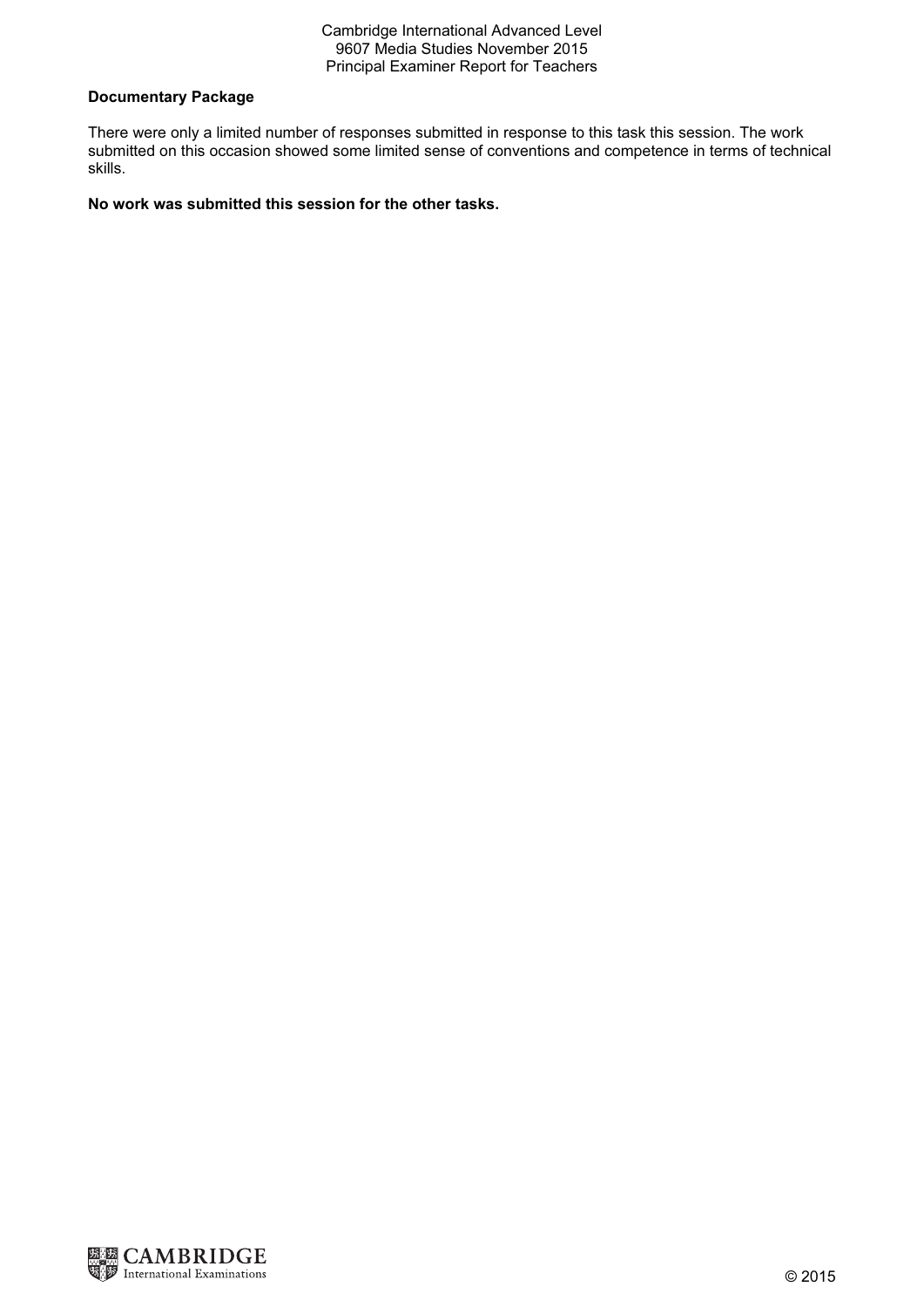**Documentary Package**

There were only a limited number of responses submitted in response to this task this session. The work submitted on this occasion showed some limited sense of conventions and competence in terms of technical skills.

**No work was submitted this session for the other tasks.**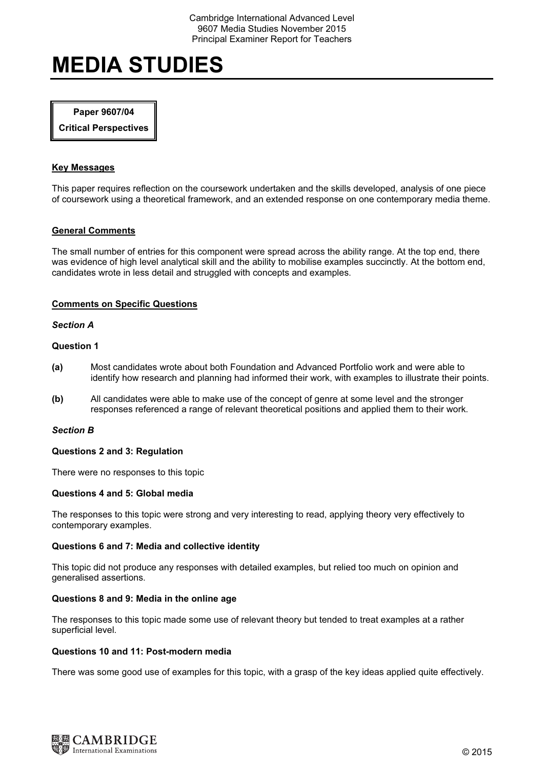# MEDIA STUDIES

**Paper 9607/04**
**Critical Perspectives**

## Key Messages

This paper requires reflection on the coursework undertaken and the skills developed, analysis of one piece of coursework using a theoretical framework, and an extended response on one contemporary media theme.

## General Comments

The small number of entries for this component were spread across the ability range. At the top end, there was evidence of high level analytical skill and the ability to mobilise examples succinctly. At the bottom end, candidates wrote in less detail and struggled with concepts and examples.

## Comments on Specific Questions

### *Section A*

**Question 1**

**(a)** Most candidates wrote about both Foundation and Advanced Portfolio work and were able to identify how research and planning had informed their work, with examples to illustrate their points.

**(b)** All candidates were able to make use of the concept of genre at some level and the stronger responses referenced a range of relevant theoretical positions and applied them to their work.

### *Section B*

**Questions 2 and 3: Regulation**

There were no responses to this topic

**Questions 4 and 5: Global media**

The responses to this topic were strong and very interesting to read, applying theory very effectively to contemporary examples.

**Questions 6 and 7: Media and collective identity**

This topic did not produce any responses with detailed examples, but relied too much on opinion and generalised assertions.

**Questions 8 and 9: Media in the online age**

The responses to this topic made some use of relevant theory but tended to treat examples at a rather superficial level.

**Questions 10 and 11: Post-modern media**

There was some good use of examples for this topic, with a grasp of the key ideas applied quite effectively.